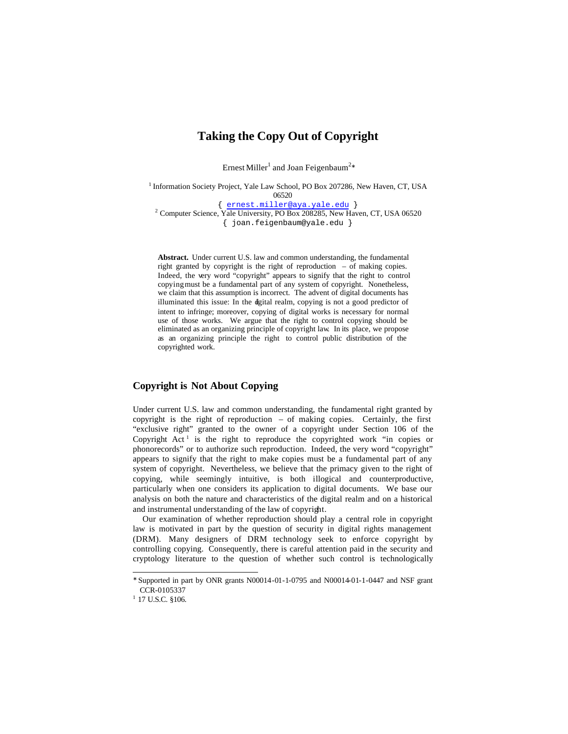# Taking the Copy Out of Copyright

Ernest Miller[1] and Joan Feigenbaum[2]*

[1] Information Society Project, Yale Law School, PO Box 207286, New Haven, CT, USA 06520
{ ernest.miller@aya.yale.edu }
[2] Computer Science, Yale University, PO Box 208285, New Haven, CT, USA 06520
{ joan.feigenbaum@yale.edu }

**Abstract.** Under current U.S. law and common understanding, the fundamental right granted by copyright is the right of reproduction – of making copies. Indeed, the very word "copyright" appears to signify that the right to control copying must be a fundamental part of any system of copyright. Nonetheless, we claim that this assumption is incorrect. The advent of digital documents has illuminated this issue: In the digital realm, copying is not a good predictor of intent to infringe; moreover, copying of digital works is necessary for normal use of those works. We argue that the right to control copying should be eliminated as an organizing principle of copyright law. In its place, we propose as an organizing principle the right to control public distribution of the copyrighted work.

## Copyright is Not About Copying

Under current U.S. law and common understanding, the fundamental right granted by copyright is the right of reproduction – of making copies. Certainly, the first "exclusive right" granted to the owner of a copyright under Section 106 of the Copyright Act[1] is the right to reproduce the copyrighted work "in copies or phonorecords" or to authorize such reproduction. Indeed, the very word "copyright" appears to signify that the right to make copies must be a fundamental part of any system of copyright. Nevertheless, we believe that the primacy given to the right of copying, while seemingly intuitive, is both illogical and counterproductive, particularly when one considers its application to digital documents. We base our analysis on both the nature and characteristics of the digital realm and on a historical and instrumental understanding of the law of copyright.

Our examination of whether reproduction should play a central role in copyright law is motivated in part by the question of security in digital rights management (DRM). Many designers of DRM technology seek to enforce copyright by controlling copying. Consequently, there is careful attention paid in the security and cryptology literature to the question of whether such control is technologically

---

* Supported in part by ONR grants N00014-01-1-0795 and N00014-01-1-0447 and NSF grant CCR-0105337

[1] 17 U.S.C. §106.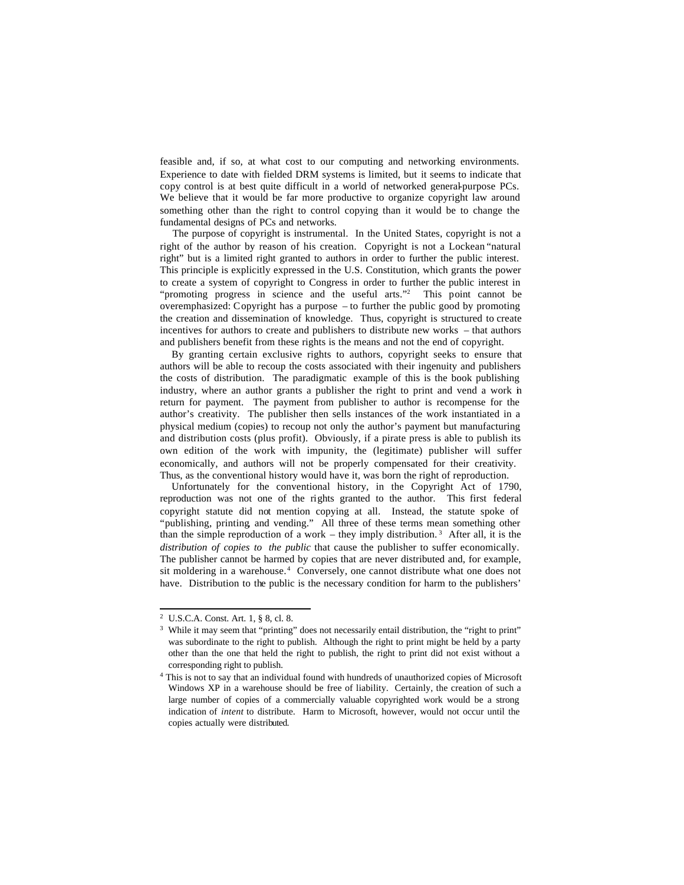feasible and, if so, at what cost to our computing and networking environments. Experience to date with fielded DRM systems is limited, but it seems to indicate that copy control is at best quite difficult in a world of networked general-purpose PCs. We believe that it would be far more productive to organize copyright law around something other than the right to control copying than it would be to change the fundamental designs of PCs and networks.

The purpose of copyright is instrumental. In the United States, copyright is not a right of the author by reason of his creation. Copyright is not a Lockean "natural right" but is a limited right granted to authors in order to further the public interest. This principle is explicitly expressed in the U.S. Constitution, which grants the power to create a system of copyright to Congress in order to further the public interest in "promoting progress in science and the useful arts."[2] This point cannot be overemphasized: Copyright has a purpose – to further the public good by promoting the creation and dissemination of knowledge. Thus, copyright is structured to create incentives for authors to create and publishers to distribute new works – that authors and publishers benefit from these rights is the means and not the end of copyright.

By granting certain exclusive rights to authors, copyright seeks to ensure that authors will be able to recoup the costs associated with their ingenuity and publishers the costs of distribution. The paradigmatic example of this is the book publishing industry, where an author grants a publisher the right to print and vend a work in return for payment. The payment from publisher to author is recompense for the author's creativity. The publisher then sells instances of the work instantiated in a physical medium (copies) to recoup not only the author's payment but manufacturing and distribution costs (plus profit). Obviously, if a pirate press is able to publish its own edition of the work with impunity, the (legitimate) publisher will suffer economically, and authors will not be properly compensated for their creativity. Thus, as the conventional history would have it, was born the right of reproduction.

Unfortunately for the conventional history, in the Copyright Act of 1790, reproduction was not one of the rights granted to the author. This first federal copyright statute did not mention copying at all. Instead, the statute spoke of "publishing, printing, and vending." All three of these terms mean something other than the simple reproduction of a work – they imply distribution.[3] After all, it is the *distribution of copies to the public* that cause the publisher to suffer economically. The publisher cannot be harmed by copies that are never distributed and, for example, sit moldering in a warehouse.[4] Conversely, one cannot distribute what one does not have. Distribution to the public is the necessary condition for harm to the publishers'

---

[2] U.S.C.A. Const. Art. 1, § 8, cl. 8.

[3] While it may seem that "printing" does not necessarily entail distribution, the "right to print" was subordinate to the right to publish. Although the right to print might be held by a party other than the one that held the right to publish, the right to print did not exist without a corresponding right to publish.

[4] This is not to say that an individual found with hundreds of unauthorized copies of Microsoft Windows XP in a warehouse should be free of liability. Certainly, the creation of such a large number of copies of a commercially valuable copyrighted work would be a strong indication of *intent* to distribute. Harm to Microsoft, however, would not occur until the copies actually were distributed.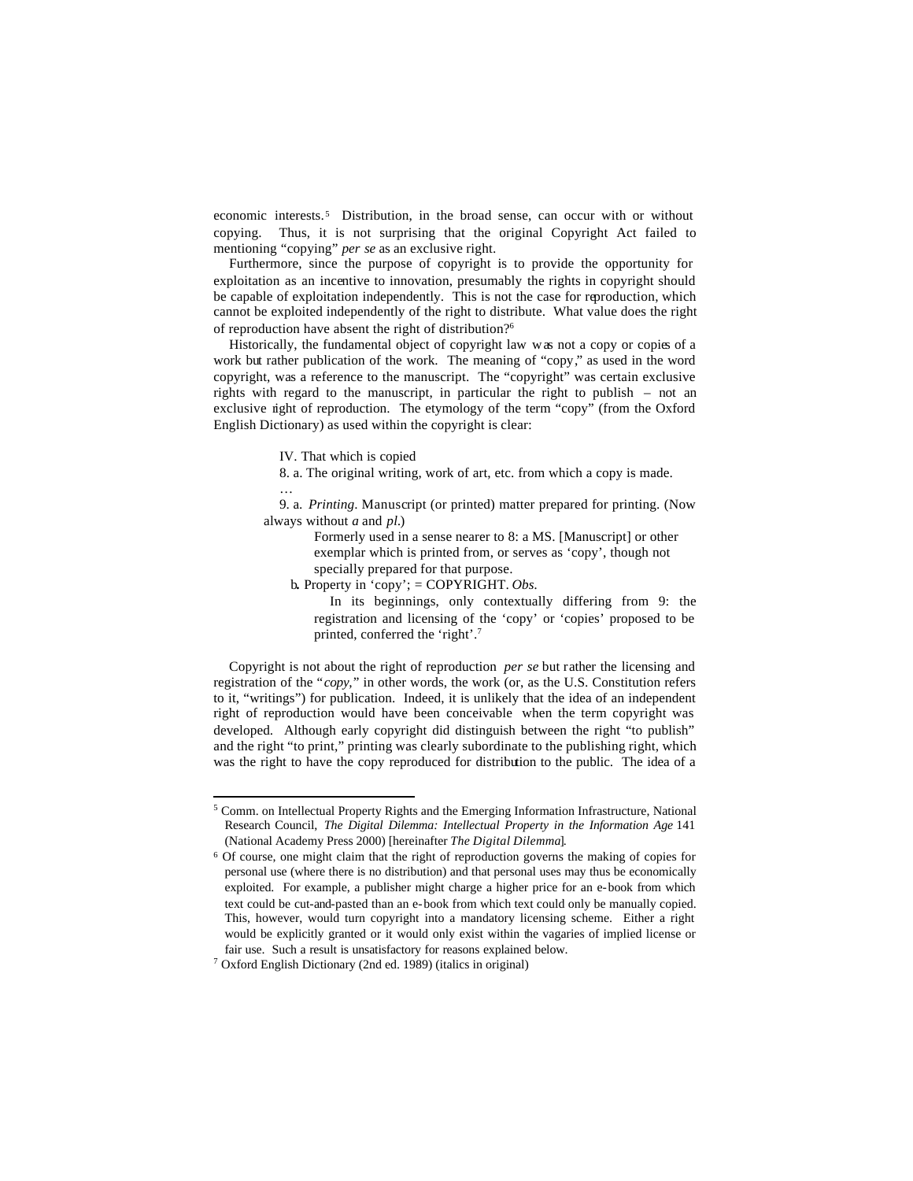economic interests.[5] Distribution, in the broad sense, can occur with or without copying. Thus, it is not surprising that the original Copyright Act failed to mentioning "copying" *per se* as an exclusive right.

Furthermore, since the purpose of copyright is to provide the opportunity for exploitation as an incentive to innovation, presumably the rights in copyright should be capable of exploitation independently. This is not the case for reproduction, which cannot be exploited independently of the right to distribute. What value does the right of reproduction have absent the right of distribution?[6]

Historically, the fundamental object of copyright law was not a copy or copies of a work but rather publication of the work. The meaning of "copy," as used in the word copyright, was a reference to the manuscript. The "copyright" was certain exclusive rights with regard to the manuscript, in particular the right to publish – not an exclusive right of reproduction. The etymology of the term "copy" (from the Oxford English Dictionary) as used within the copyright is clear:

> IV. That which is copied
>
> 8. a. The original writing, work of art, etc. from which a copy is made.
>
> …
>
> 9. a. *Printing*. Manuscript (or printed) matter prepared for printing. (Now always without *a* and *pl*.)
>
> > Formerly used in a sense nearer to 8: a MS. [Manuscript] or other exemplar which is printed from, or serves as 'copy', though not specially prepared for that purpose.
>
> b. Property in 'copy'; = COPYRIGHT. *Obs.*
>
> > In its beginnings, only contextually differing from 9: the registration and licensing of the 'copy' or 'copies' proposed to be printed, conferred the 'right'.[7]

Copyright is not about the right of reproduction *per se* but rather the licensing and registration of the "*copy*," in other words, the work (or, as the U.S. Constitution refers to it, "writings") for publication. Indeed, it is unlikely that the idea of an independent right of reproduction would have been conceivable when the term copyright was developed. Although early copyright did distinguish between the right "to publish" and the right "to print," printing was clearly subordinate to the publishing right, which was the right to have the copy reproduced for distribution to the public. The idea of a

---

[5] Comm. on Intellectual Property Rights and the Emerging Information Infrastructure, National Research Council, *The Digital Dilemma: Intellectual Property in the Information Age* 141 (National Academy Press 2000) [hereinafter *The Digital Dilemma*].

[6] Of course, one might claim that the right of reproduction governs the making of copies for personal use (where there is no distribution) and that personal uses may thus be economically exploited. For example, a publisher might charge a higher price for an e-book from which text could be cut-and-pasted than an e-book from which text could only be manually copied. This, however, would turn copyright into a mandatory licensing scheme. Either a right would be explicitly granted or it would only exist within the vagaries of implied license or fair use. Such a result is unsatisfactory for reasons explained below.

[7] Oxford English Dictionary (2nd ed. 1989) (italics in original)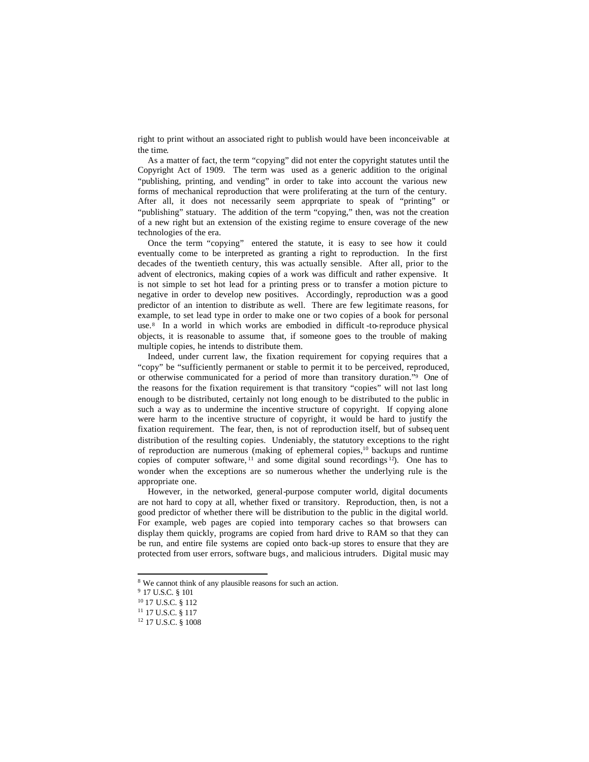right to print without an associated right to publish would have been inconceivable at the time.

As a matter of fact, the term "copying" did not enter the copyright statutes until the Copyright Act of 1909. The term was used as a generic addition to the original "publishing, printing, and vending" in order to take into account the various new forms of mechanical reproduction that were proliferating at the turn of the century. After all, it does not necessarily seem appropriate to speak of "printing" or "publishing" statuary. The addition of the term "copying," then, was not the creation of a new right but an extension of the existing regime to ensure coverage of the new technologies of the era.

Once the term "copying" entered the statute, it is easy to see how it could eventually come to be interpreted as granting a right to reproduction. In the first decades of the twentieth century, this was actually sensible. After all, prior to the advent of electronics, making copies of a work was difficult and rather expensive. It is not simple to set hot lead for a printing press or to transfer a motion picture to negative in order to develop new positives. Accordingly, reproduction was a good predictor of an intention to distribute as well. There are few legitimate reasons, for example, to set lead type in order to make one or two copies of a book for personal use.[8] In a world in which works are embodied in difficult-to-reproduce physical objects, it is reasonable to assume that, if someone goes to the trouble of making multiple copies, he intends to distribute them.

Indeed, under current law, the fixation requirement for copying requires that a "copy" be "sufficiently permanent or stable to permit it to be perceived, reproduced, or otherwise communicated for a period of more than transitory duration."[9] One of the reasons for the fixation requirement is that transitory "copies" will not last long enough to be distributed, certainly not long enough to be distributed to the public in such a way as to undermine the incentive structure of copyright. If copying alone were harm to the incentive structure of copyright, it would be hard to justify the fixation requirement. The fear, then, is not of reproduction itself, but of subsequent distribution of the resulting copies. Undeniably, the statutory exceptions to the right of reproduction are numerous (making of ephemeral copies,[10] backups and runtime copies of computer software,[11] and some digital sound recordings[12]). One has to wonder when the exceptions are so numerous whether the underlying rule is the appropriate one.

However, in the networked, general-purpose computer world, digital documents are not hard to copy at all, whether fixed or transitory. Reproduction, then, is not a good predictor of whether there will be distribution to the public in the digital world. For example, web pages are copied into temporary caches so that browsers can display them quickly, programs are copied from hard drive to RAM so that they can be run, and entire file systems are copied onto back-up stores to ensure that they are protected from user errors, software bugs, and malicious intruders. Digital music may

---

[8] We cannot think of any plausible reasons for such an action.

[9] 17 U.S.C. § 101

[10] 17 U.S.C. § 112

[11] 17 U.S.C. § 117

[12] 17 U.S.C. § 1008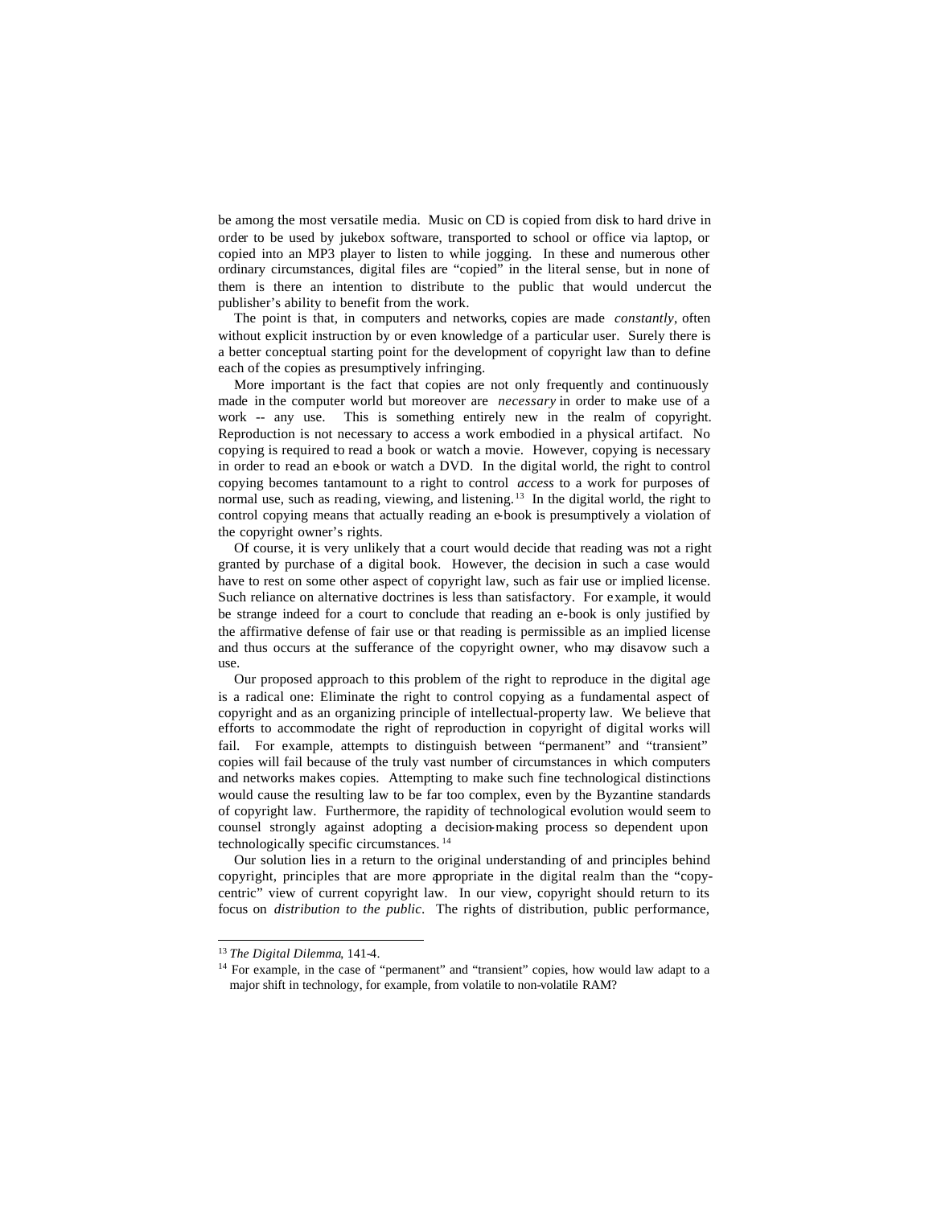be among the most versatile media. Music on CD is copied from disk to hard drive in order to be used by jukebox software, transported to school or office via laptop, or copied into an MP3 player to listen to while jogging. In these and numerous other ordinary circumstances, digital files are "copied" in the literal sense, but in none of them is there an intention to distribute to the public that would undercut the publisher's ability to benefit from the work.

The point is that, in computers and networks, copies are made *constantly*, often without explicit instruction by or even knowledge of a particular user. Surely there is a better conceptual starting point for the development of copyright law than to define each of the copies as presumptively infringing.

More important is the fact that copies are not only frequently and continuously made in the computer world but moreover are *necessary* in order to make use of a work -- any use. This is something entirely new in the realm of copyright. Reproduction is not necessary to access a work embodied in a physical artifact. No copying is required to read a book or watch a movie. However, copying is necessary in order to read an e-book or watch a DVD. In the digital world, the right to control copying becomes tantamount to a right to control *access* to a work for purposes of normal use, such as reading, viewing, and listening.[13] In the digital world, the right to control copying means that actually reading an e-book is presumptively a violation of the copyright owner's rights.

Of course, it is very unlikely that a court would decide that reading was not a right granted by purchase of a digital book. However, the decision in such a case would have to rest on some other aspect of copyright law, such as fair use or implied license. Such reliance on alternative doctrines is less than satisfactory. For example, it would be strange indeed for a court to conclude that reading an e-book is only justified by the affirmative defense of fair use or that reading is permissible as an implied license and thus occurs at the sufferance of the copyright owner, who may disavow such a use.

Our proposed approach to this problem of the right to reproduce in the digital age is a radical one: Eliminate the right to control copying as a fundamental aspect of copyright and as an organizing principle of intellectual-property law. We believe that efforts to accommodate the right of reproduction in copyright of digital works will fail. For example, attempts to distinguish between "permanent" and "transient" copies will fail because of the truly vast number of circumstances in which computers and networks makes copies. Attempting to make such fine technological distinctions would cause the resulting law to be far too complex, even by the Byzantine standards of copyright law. Furthermore, the rapidity of technological evolution would seem to counsel strongly against adopting a decision-making process so dependent upon technologically specific circumstances.[14]

Our solution lies in a return to the original understanding of and principles behind copyright, principles that are more appropriate in the digital realm than the "copy-centric" view of current copyright law. In our view, copyright should return to its focus on *distribution to the public*. The rights of distribution, public performance,

---

[13] *The Digital Dilemma*, 141-4.

[14] For example, in the case of "permanent" and "transient" copies, how would law adapt to a major shift in technology, for example, from volatile to non-volatile RAM?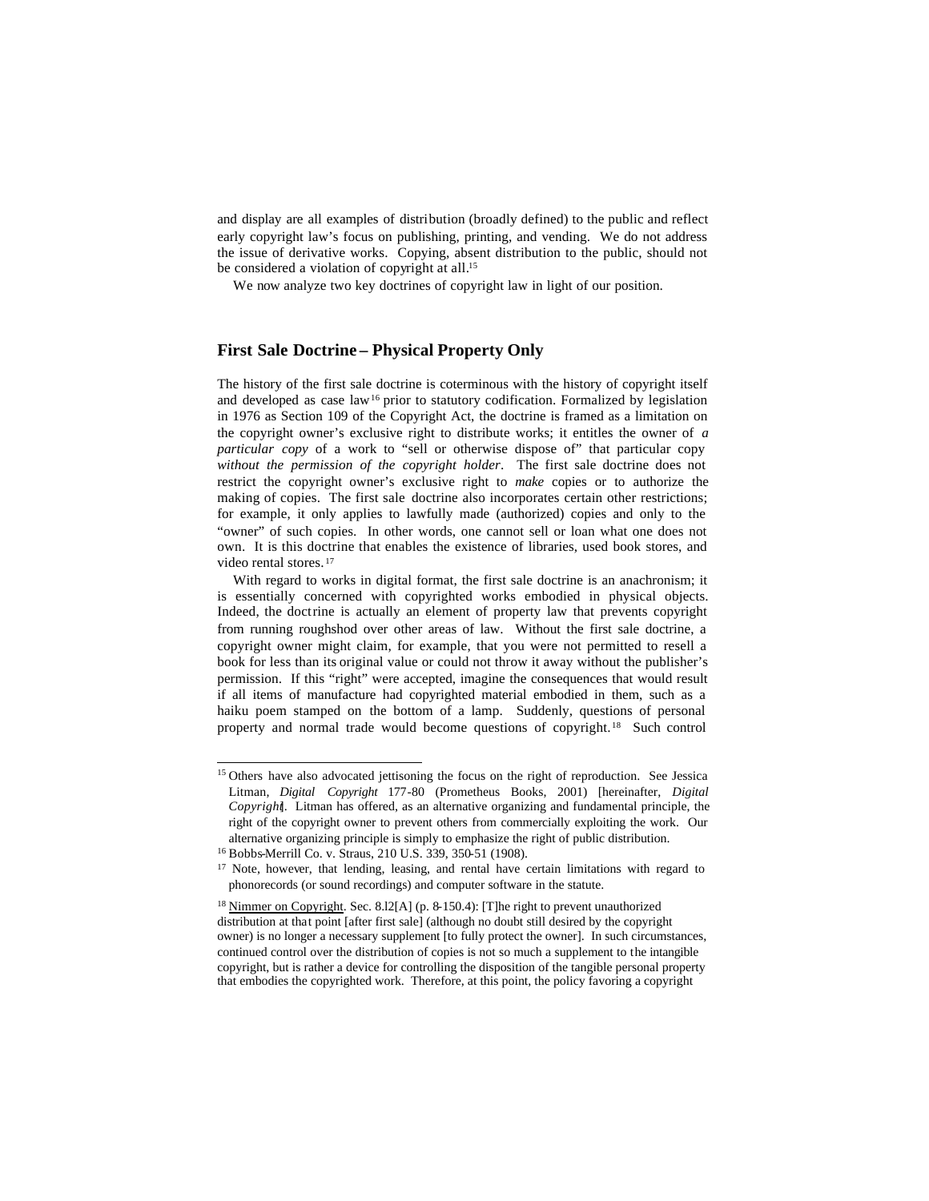and display are all examples of distribution (broadly defined) to the public and reflect early copyright law's focus on publishing, printing, and vending. We do not address the issue of derivative works. Copying, absent distribution to the public, should not be considered a violation of copyright at all.[15]

We now analyze two key doctrines of copyright law in light of our position.

## First Sale Doctrine – Physical Property Only

The history of the first sale doctrine is coterminous with the history of copyright itself and developed as case law[16] prior to statutory codification. Formalized by legislation in 1976 as Section 109 of the Copyright Act, the doctrine is framed as a limitation on the copyright owner's exclusive right to distribute works; it entitles the owner of *a particular copy* of a work to "sell or otherwise dispose of" that particular copy *without the permission of the copyright holder*. The first sale doctrine does not restrict the copyright owner's exclusive right to *make* copies or to authorize the making of copies. The first sale doctrine also incorporates certain other restrictions; for example, it only applies to lawfully made (authorized) copies and only to the "owner" of such copies. In other words, one cannot sell or loan what one does not own. It is this doctrine that enables the existence of libraries, used book stores, and video rental stores.[17]

With regard to works in digital format, the first sale doctrine is an anachronism; it is essentially concerned with copyrighted works embodied in physical objects. Indeed, the doctrine is actually an element of property law that prevents copyright from running roughshod over other areas of law. Without the first sale doctrine, a copyright owner might claim, for example, that you were not permitted to resell a book for less than its original value or could not throw it away without the publisher's permission. If this "right" were accepted, imagine the consequences that would result if all items of manufacture had copyrighted material embodied in them, such as a haiku poem stamped on the bottom of a lamp. Suddenly, questions of personal property and normal trade would become questions of copyright.[18] Such control

---

[15] Others have also advocated jettisoning the focus on the right of reproduction. See Jessica Litman, *Digital Copyright* 177-80 (Prometheus Books, 2001) [hereinafter, *Digital Copyright*]. Litman has offered, as an alternative organizing and fundamental principle, the right of the copyright owner to prevent others from commercially exploiting the work. Our alternative organizing principle is simply to emphasize the right of public distribution.

[16] Bobbs-Merrill Co. v. Straus, 210 U.S. 339, 350-51 (1908).

[17] Note, however, that lending, leasing, and rental have certain limitations with regard to phonorecords (or sound recordings) and computer software in the statute.

[18] Nimmer on Copyright. Sec. 8.l2[A] (p. 8-150.4): [T]he right to prevent unauthorized distribution at that point [after first sale] (although no doubt still desired by the copyright owner) is no longer a necessary supplement [to fully protect the owner]. In such circumstances, continued control over the distribution of copies is not so much a supplement to the intangible copyright, but is rather a device for controlling the disposition of the tangible personal property that embodies the copyrighted work. Therefore, at this point, the policy favoring a copyright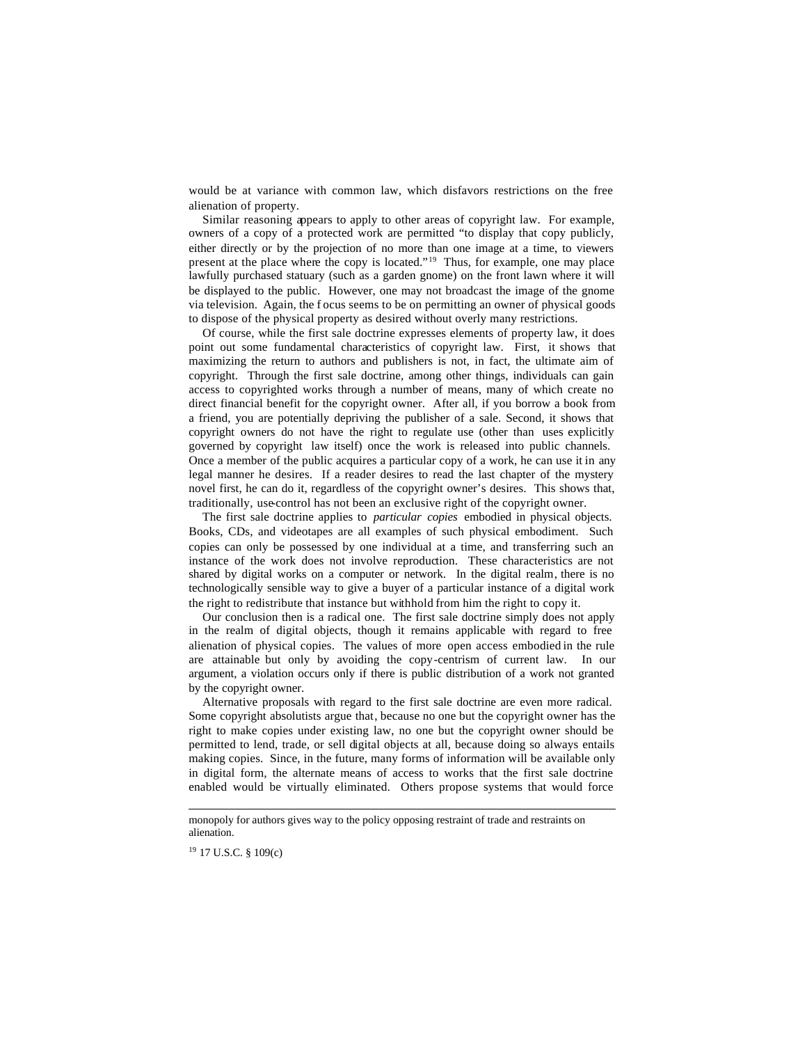would be at variance with common law, which disfavors restrictions on the free alienation of property.

Similar reasoning appears to apply to other areas of copyright law. For example, owners of a copy of a protected work are permitted "to display that copy publicly, either directly or by the projection of no more than one image at a time, to viewers present at the place where the copy is located."[19] Thus, for example, one may place lawfully purchased statuary (such as a garden gnome) on the front lawn where it will be displayed to the public. However, one may not broadcast the image of the gnome via television. Again, the focus seems to be on permitting an owner of physical goods to dispose of the physical property as desired without overly many restrictions.

Of course, while the first sale doctrine expresses elements of property law, it does point out some fundamental characteristics of copyright law. First, it shows that maximizing the return to authors and publishers is not, in fact, the ultimate aim of copyright. Through the first sale doctrine, among other things, individuals can gain access to copyrighted works through a number of means, many of which create no direct financial benefit for the copyright owner. After all, if you borrow a book from a friend, you are potentially depriving the publisher of a sale. Second, it shows that copyright owners do not have the right to regulate use (other than uses explicitly governed by copyright law itself) once the work is released into public channels. Once a member of the public acquires a particular copy of a work, he can use it in any legal manner he desires. If a reader desires to read the last chapter of the mystery novel first, he can do it, regardless of the copyright owner's desires. This shows that, traditionally, use-control has not been an exclusive right of the copyright owner.

The first sale doctrine applies to *particular copies* embodied in physical objects. Books, CDs, and videotapes are all examples of such physical embodiment. Such copies can only be possessed by one individual at a time, and transferring such an instance of the work does not involve reproduction. These characteristics are not shared by digital works on a computer or network. In the digital realm, there is no technologically sensible way to give a buyer of a particular instance of a digital work the right to redistribute that instance but withhold from him the right to copy it.

Our conclusion then is a radical one. The first sale doctrine simply does not apply in the realm of digital objects, though it remains applicable with regard to free alienation of physical copies. The values of more open access embodied in the rule are attainable but only by avoiding the copy-centrism of current law. In our argument, a violation occurs only if there is public distribution of a work not granted by the copyright owner.

Alternative proposals with regard to the first sale doctrine are even more radical. Some copyright absolutists argue that, because no one but the copyright owner has the right to make copies under existing law, no one but the copyright owner should be permitted to lend, trade, or sell digital objects at all, because doing so always entails making copies. Since, in the future, many forms of information will be available only in digital form, the alternate means of access to works that the first sale doctrine enabled would be virtually eliminated. Others propose systems that would force

---

monopoly for authors gives way to the policy opposing restraint of trade and restraints on alienation.

[19] 17 U.S.C. § 109(c)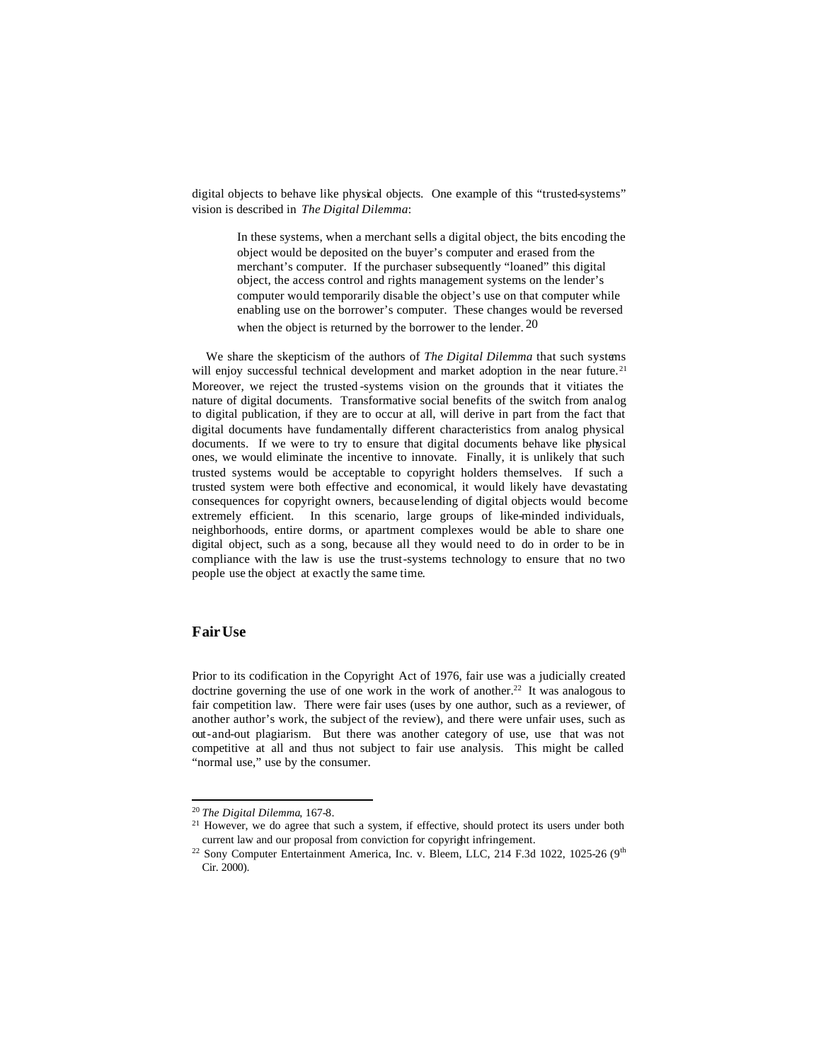digital objects to behave like physical objects. One example of this "trusted-systems" vision is described in *The Digital Dilemma*:

> In these systems, when a merchant sells a digital object, the bits encoding the object would be deposited on the buyer's computer and erased from the merchant's computer. If the purchaser subsequently "loaned" this digital object, the access control and rights management systems on the lender's computer would temporarily disable the object's use on that computer while enabling use on the borrower's computer. These changes would be reversed when the object is returned by the borrower to the lender.[20]

We share the skepticism of the authors of *The Digital Dilemma* that such systems will enjoy successful technical development and market adoption in the near future.[21] Moreover, we reject the trusted-systems vision on the grounds that it vitiates the nature of digital documents. Transformative social benefits of the switch from analog to digital publication, if they are to occur at all, will derive in part from the fact that digital documents have fundamentally different characteristics from analog physical documents. If we were to try to ensure that digital documents behave like physical ones, we would eliminate the incentive to innovate. Finally, it is unlikely that such trusted systems would be acceptable to copyright holders themselves. If such a trusted system were both effective and economical, it would likely have devastating consequences for copyright owners, because lending of digital objects would become extremely efficient. In this scenario, large groups of like-minded individuals, neighborhoods, entire dorms, or apartment complexes would be able to share one digital object, such as a song, because all they would need to do in order to be in compliance with the law is use the trust-systems technology to ensure that no two people use the object at exactly the same time.

## Fair Use

Prior to its codification in the Copyright Act of 1976, fair use was a judicially created doctrine governing the use of one work in the work of another.[22] It was analogous to fair competition law. There were fair uses (uses by one author, such as a reviewer, of another author's work, the subject of the review), and there were unfair uses, such as out-and-out plagiarism. But there was another category of use, use that was not competitive at all and thus not subject to fair use analysis. This might be called "normal use," use by the consumer.

---

[20] *The Digital Dilemma*, 167-8.

[21] However, we do agree that such a system, if effective, should protect its users under both current law and our proposal from conviction for copyright infringement.

[22] Sony Computer Entertainment America, Inc. v. Bleem, LLC, 214 F.3d 1022, 1025-26 (9th Cir. 2000).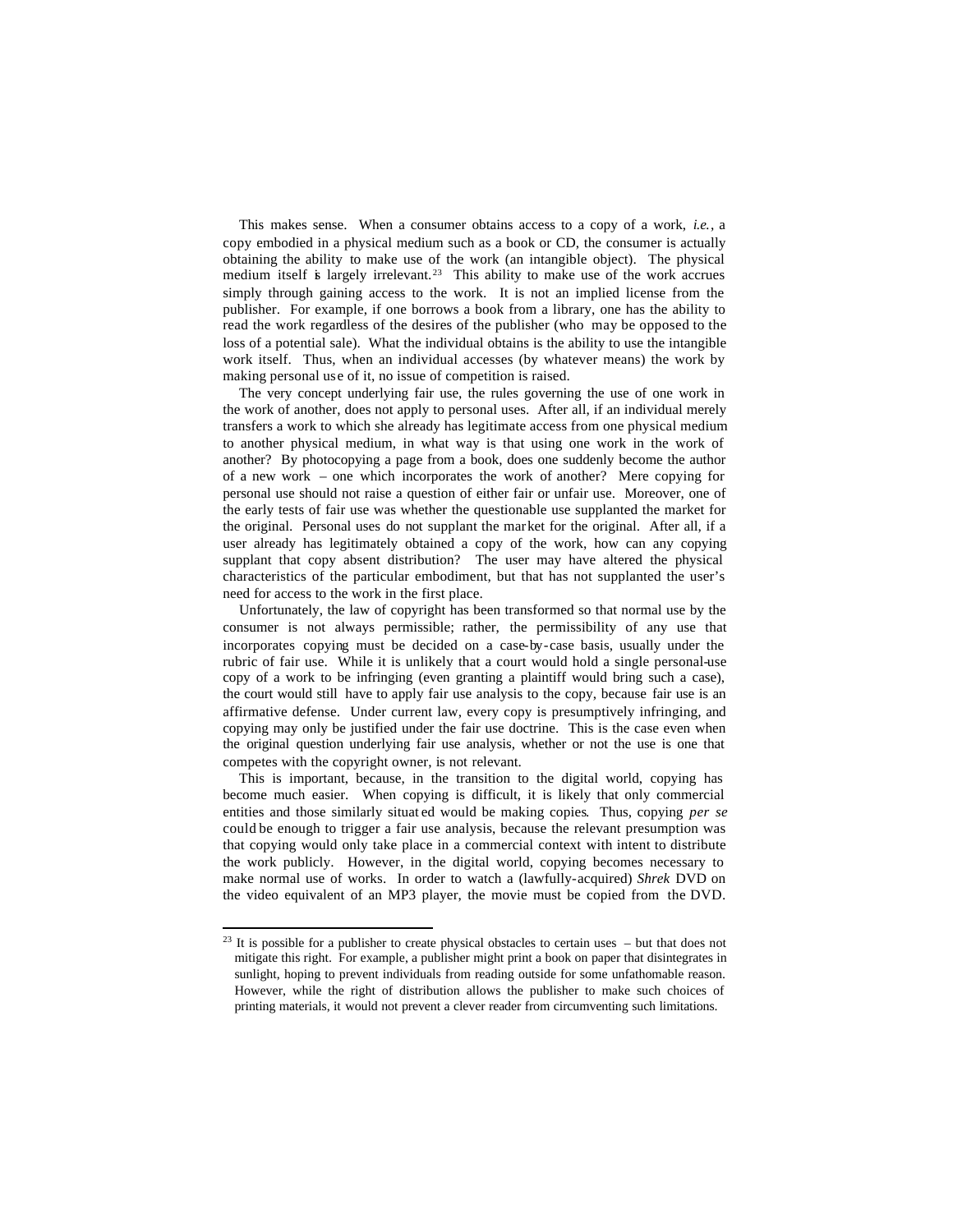This makes sense. When a consumer obtains access to a copy of a work, *i.e.*, a copy embodied in a physical medium such as a book or CD, the consumer is actually obtaining the ability to make use of the work (an intangible object). The physical medium itself is largely irrelevant.[23] This ability to make use of the work accrues simply through gaining access to the work. It is not an implied license from the publisher. For example, if one borrows a book from a library, one has the ability to read the work regardless of the desires of the publisher (who may be opposed to the loss of a potential sale). What the individual obtains is the ability to use the intangible work itself. Thus, when an individual accesses (by whatever means) the work by making personal use of it, no issue of competition is raised.

The very concept underlying fair use, the rules governing the use of one work in the work of another, does not apply to personal uses. After all, if an individual merely transfers a work to which she already has legitimate access from one physical medium to another physical medium, in what way is that using one work in the work of another? By photocopying a page from a book, does one suddenly become the author of a new work – one which incorporates the work of another? Mere copying for personal use should not raise a question of either fair or unfair use. Moreover, one of the early tests of fair use was whether the questionable use supplanted the market for the original. Personal uses do not supplant the market for the original. After all, if a user already has legitimately obtained a copy of the work, how can any copying supplant that copy absent distribution? The user may have altered the physical characteristics of the particular embodiment, but that has not supplanted the user's need for access to the work in the first place.

Unfortunately, the law of copyright has been transformed so that normal use by the consumer is not always permissible; rather, the permissibility of any use that incorporates copying must be decided on a case-by-case basis, usually under the rubric of fair use. While it is unlikely that a court would hold a single personal-use copy of a work to be infringing (even granting a plaintiff would bring such a case), the court would still have to apply fair use analysis to the copy, because fair use is an affirmative defense. Under current law, every copy is presumptively infringing, and copying may only be justified under the fair use doctrine. This is the case even when the original question underlying fair use analysis, whether or not the use is one that competes with the copyright owner, is not relevant.

This is important, because, in the transition to the digital world, copying has become much easier. When copying is difficult, it is likely that only commercial entities and those similarly situated would be making copies. Thus, copying *per se* could be enough to trigger a fair use analysis, because the relevant presumption was that copying would only take place in a commercial context with intent to distribute the work publicly. However, in the digital world, copying becomes necessary to make normal use of works. In order to watch a (lawfully-acquired) *Shrek* DVD on the video equivalent of an MP3 player, the movie must be copied from the DVD.

[23] It is possible for a publisher to create physical obstacles to certain uses – but that does not mitigate this right. For example, a publisher might print a book on paper that disintegrates in sunlight, hoping to prevent individuals from reading outside for some unfathomable reason. However, while the right of distribution allows the publisher to make such choices of printing materials, it would not prevent a clever reader from circumventing such limitations.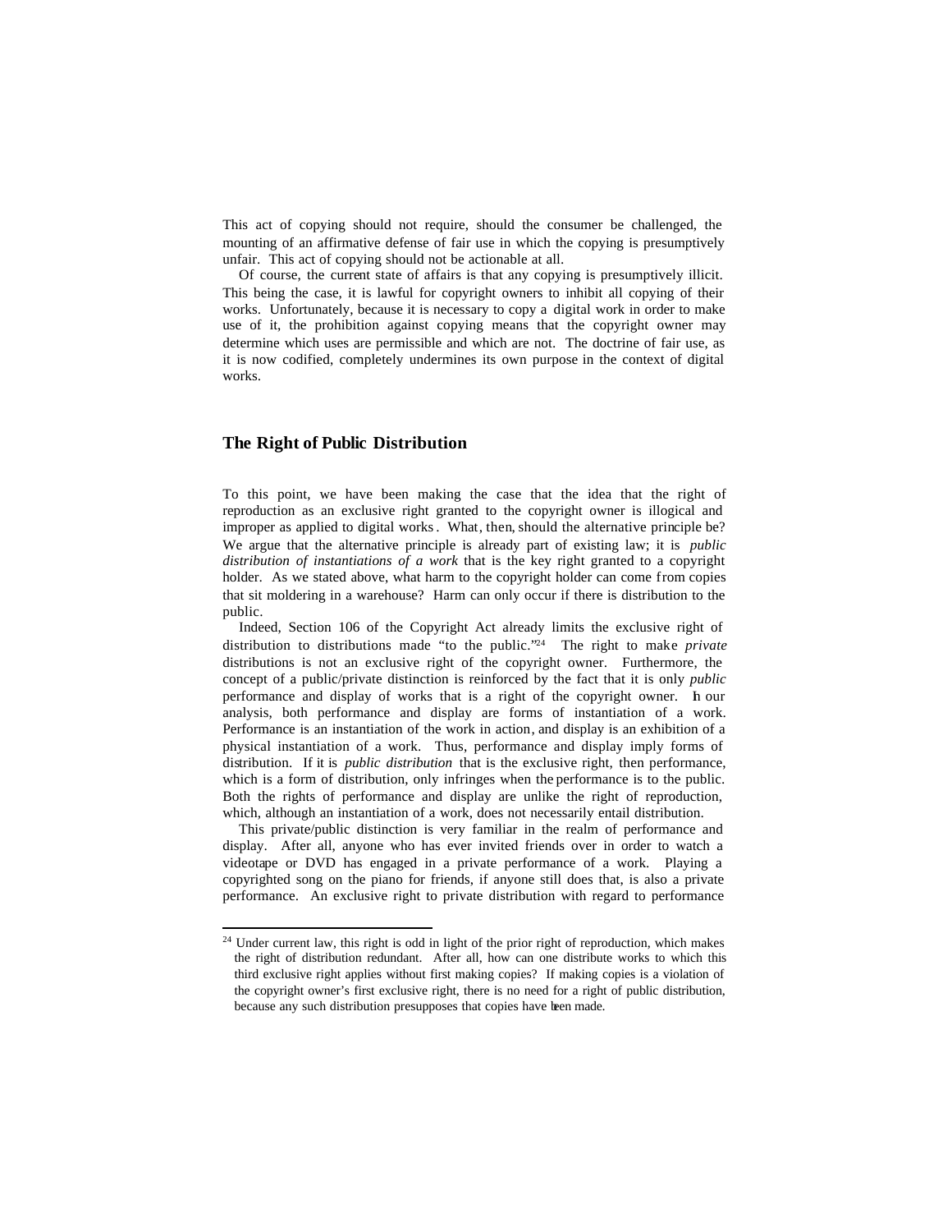This act of copying should not require, should the consumer be challenged, the mounting of an affirmative defense of fair use in which the copying is presumptively unfair. This act of copying should not be actionable at all.

Of course, the current state of affairs is that any copying is presumptively illicit. This being the case, it is lawful for copyright owners to inhibit all copying of their works. Unfortunately, because it is necessary to copy a digital work in order to make use of it, the prohibition against copying means that the copyright owner may determine which uses are permissible and which are not. The doctrine of fair use, as it is now codified, completely undermines its own purpose in the context of digital works.

## The Right of Public Distribution

To this point, we have been making the case that the idea that the right of reproduction as an exclusive right granted to the copyright owner is illogical and improper as applied to digital works. What, then, should the alternative principle be? We argue that the alternative principle is already part of existing law; it is *public distribution of instantiations of a work* that is the key right granted to a copyright holder. As we stated above, what harm to the copyright holder can come from copies that sit moldering in a warehouse? Harm can only occur if there is distribution to the public.

Indeed, Section 106 of the Copyright Act already limits the exclusive right of distribution to distributions made "to the public."[24] The right to make *private* distributions is not an exclusive right of the copyright owner. Furthermore, the concept of a public/private distinction is reinforced by the fact that it is only *public* performance and display of works that is a right of the copyright owner. In our analysis, both performance and display are forms of instantiation of a work. Performance is an instantiation of the work in action, and display is an exhibition of a physical instantiation of a work. Thus, performance and display imply forms of distribution. If it is *public distribution* that is the exclusive right, then performance, which is a form of distribution, only infringes when the performance is to the public. Both the rights of performance and display are unlike the right of reproduction, which, although an instantiation of a work, does not necessarily entail distribution.

This private/public distinction is very familiar in the realm of performance and display. After all, anyone who has ever invited friends over in order to watch a videotape or DVD has engaged in a private performance of a work. Playing a copyrighted song on the piano for friends, if anyone still does that, is also a private performance. An exclusive right to private distribution with regard to performance

---

[24] Under current law, this right is odd in light of the prior right of reproduction, which makes the right of distribution redundant. After all, how can one distribute works to which this third exclusive right applies without first making copies? If making copies is a violation of the copyright owner's first exclusive right, there is no need for a right of public distribution, because any such distribution presupposes that copies have been made.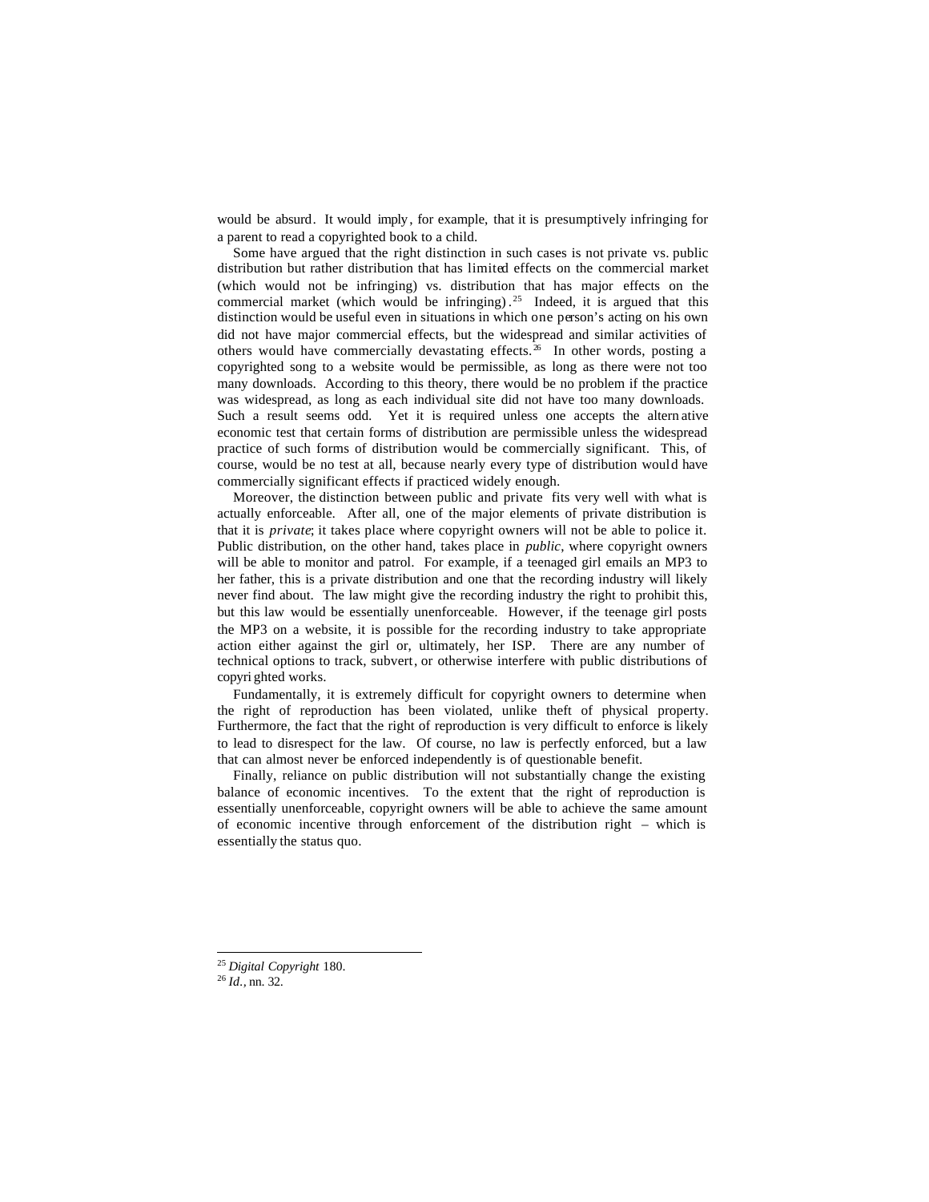would be absurd. It would imply, for example, that it is presumptively infringing for a parent to read a copyrighted book to a child.

Some have argued that the right distinction in such cases is not private vs. public distribution but rather distribution that has limited effects on the commercial market (which would not be infringing) vs. distribution that has major effects on the commercial market (which would be infringing).[25] Indeed, it is argued that this distinction would be useful even in situations in which one person's acting on his own did not have major commercial effects, but the widespread and similar activities of others would have commercially devastating effects.[26] In other words, posting a copyrighted song to a website would be permissible, as long as there were not too many downloads. According to this theory, there would be no problem if the practice was widespread, as long as each individual site did not have too many downloads. Such a result seems odd. Yet it is required unless one accepts the alternative economic test that certain forms of distribution are permissible unless the widespread practice of such forms of distribution would be commercially significant. This, of course, would be no test at all, because nearly every type of distribution would have commercially significant effects if practiced widely enough.

Moreover, the distinction between public and private fits very well with what is actually enforceable. After all, one of the major elements of private distribution is that it is *private*; it takes place where copyright owners will not be able to police it. Public distribution, on the other hand, takes place in *public*, where copyright owners will be able to monitor and patrol. For example, if a teenaged girl emails an MP3 to her father, this is a private distribution and one that the recording industry will likely never find about. The law might give the recording industry the right to prohibit this, but this law would be essentially unenforceable. However, if the teenage girl posts the MP3 on a website, it is possible for the recording industry to take appropriate action either against the girl or, ultimately, her ISP. There are any number of technical options to track, subvert, or otherwise interfere with public distributions of copyrighted works.

Fundamentally, it is extremely difficult for copyright owners to determine when the right of reproduction has been violated, unlike theft of physical property. Furthermore, the fact that the right of reproduction is very difficult to enforce is likely to lead to disrespect for the law. Of course, no law is perfectly enforced, but a law that can almost never be enforced independently is of questionable benefit.

Finally, reliance on public distribution will not substantially change the existing balance of economic incentives. To the extent that the right of reproduction is essentially unenforceable, copyright owners will be able to achieve the same amount of economic incentive through enforcement of the distribution right – which is essentially the status quo.

---

[25] *Digital Copyright* 180.

[26] *Id.*, nn. 32.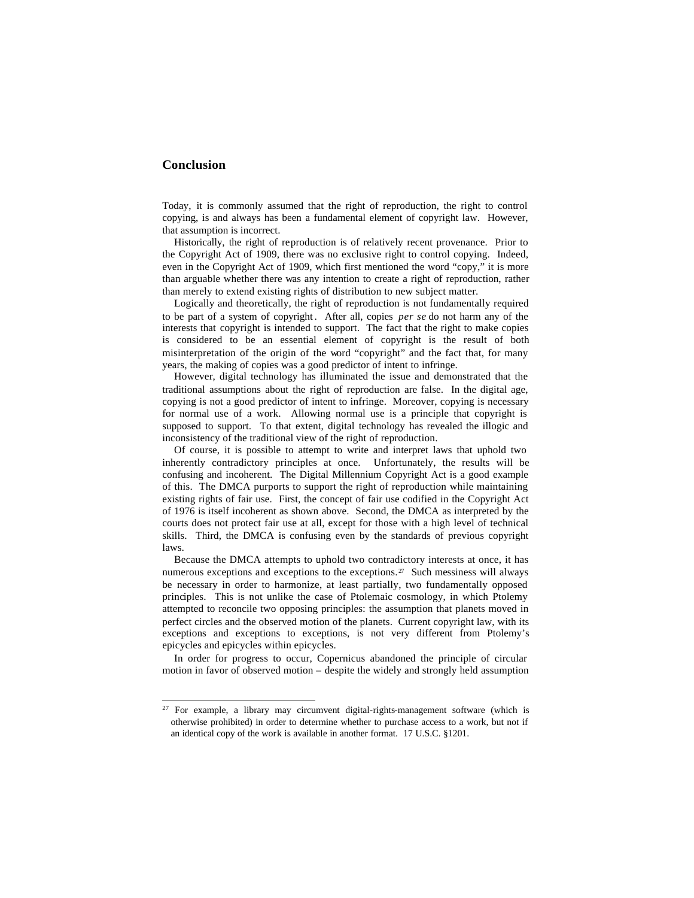## Conclusion

Today, it is commonly assumed that the right of reproduction, the right to control copying, is and always has been a fundamental element of copyright law. However, that assumption is incorrect.

Historically, the right of reproduction is of relatively recent provenance. Prior to the Copyright Act of 1909, there was no exclusive right to control copying. Indeed, even in the Copyright Act of 1909, which first mentioned the word "copy," it is more than arguable whether there was any intention to create a right of reproduction, rather than merely to extend existing rights of distribution to new subject matter.

Logically and theoretically, the right of reproduction is not fundamentally required to be part of a system of copyright. After all, copies *per se* do not harm any of the interests that copyright is intended to support. The fact that the right to make copies is considered to be an essential element of copyright is the result of both misinterpretation of the origin of the word "copyright" and the fact that, for many years, the making of copies was a good predictor of intent to infringe.

However, digital technology has illuminated the issue and demonstrated that the traditional assumptions about the right of reproduction are false. In the digital age, copying is not a good predictor of intent to infringe. Moreover, copying is necessary for normal use of a work. Allowing normal use is a principle that copyright is supposed to support. To that extent, digital technology has revealed the illogic and inconsistency of the traditional view of the right of reproduction.

Of course, it is possible to attempt to write and interpret laws that uphold two inherently contradictory principles at once. Unfortunately, the results will be confusing and incoherent. The Digital Millennium Copyright Act is a good example of this. The DMCA purports to support the right of reproduction while maintaining existing rights of fair use. First, the concept of fair use codified in the Copyright Act of 1976 is itself incoherent as shown above. Second, the DMCA as interpreted by the courts does not protect fair use at all, except for those with a high level of technical skills. Third, the DMCA is confusing even by the standards of previous copyright laws.

Because the DMCA attempts to uphold two contradictory interests at once, it has numerous exceptions and exceptions to the exceptions.[27] Such messiness will always be necessary in order to harmonize, at least partially, two fundamentally opposed principles. This is not unlike the case of Ptolemaic cosmology, in which Ptolemy attempted to reconcile two opposing principles: the assumption that planets moved in perfect circles and the observed motion of the planets. Current copyright law, with its exceptions and exceptions to exceptions, is not very different from Ptolemy's epicycles and epicycles within epicycles.

In order for progress to occur, Copernicus abandoned the principle of circular motion in favor of observed motion – despite the widely and strongly held assumption

---

[27] For example, a library may circumvent digital-rights-management software (which is otherwise prohibited) in order to determine whether to purchase access to a work, but not if an identical copy of the work is available in another format. 17 U.S.C. §1201.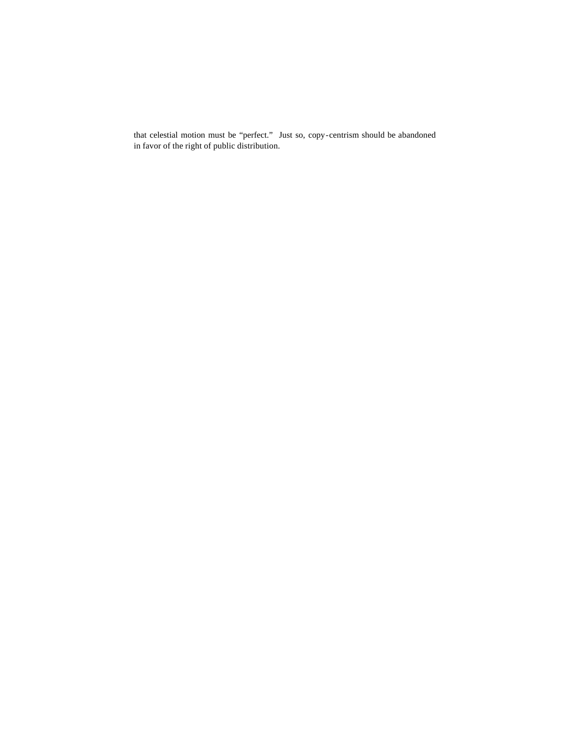that celestial motion must be "perfect." Just so, copy-centrism should be abandoned in favor of the right of public distribution.